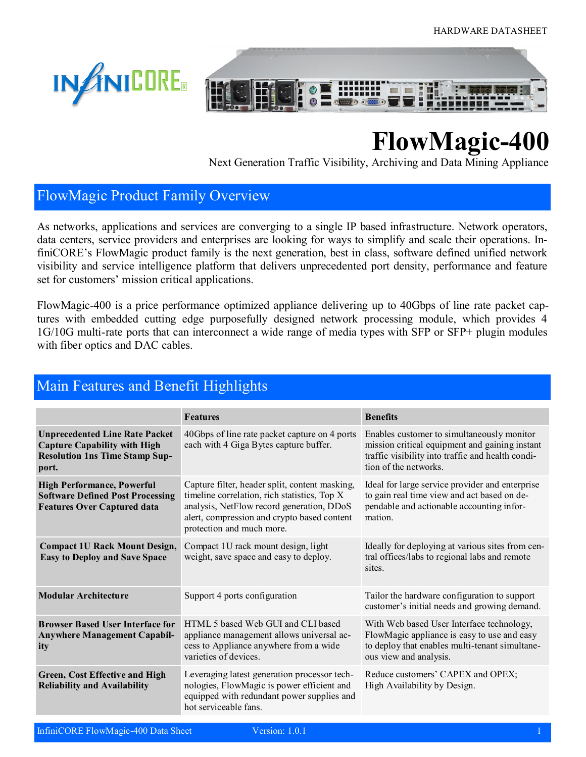HARDWARE DATASHEET

# FlowMagic-400

Next Generation Traffic Visibility, Archiving and Data Mining Appliance

## FlowMagic Product Family Overview

As networks, applications and services are converging to a single IP based infrastructure. Network operators, data centers, service providers and enterprises are looking for ways to simplify and scale their operations. InfiniCORE's FlowMagic product family is the next generation, best in class, software defined unified network visibility and service intelligence platform that delivers unprecedented port density, performance and feature set for customers' mission critical applications.

FlowMagic-400 is a price performance optimized appliance delivering up to 40Gbps of line rate packet captures with embedded cutting edge purposefully designed network processing module, which provides 4 1G/10G multi-rate ports that can interconnect a wide range of media types with SFP or SFP+ plugin modules with fiber optics and DAC cables.

## Main Features and Benefit Highlights

| | Features | Benefits |
|---|---|---|
| **Unprecedented Line Rate Packet Capture Capability with High Resolution 1ns Time Stamp Support.** | 40Gbps of line rate packet capture on 4 ports each with 4 Giga Bytes capture buffer. | Enables customer to simultaneously monitor mission critical equipment and gaining instant traffic visibility into traffic and health condition of the networks. |
| **High Performance, Powerful Software Defined Post Processing Features Over Captured data** | Capture filter, header split, content masking, timeline correlation, rich statistics, Top X analysis, NetFlow record generation, DDoS alert, compression and crypto based content protection and much more. | Ideal for large service provider and enterprise to gain real time view and act based on dependable and actionable accounting information. |
| **Compact 1U Rack Mount Design, Easy to Deploy and Save Space** | Compact 1U rack mount design, light weight, save space and easy to deploy. | Ideally for deploying at various sites from central offices/labs to regional labs and remote sites. |
| **Modular Architecture** | Support 4 ports configuration | Tailor the hardware configuration to support customer's initial needs and growing demand. |
| **Browser Based User Interface for Anywhere Management Capability** | HTML 5 based Web GUI and CLI based appliance management allows universal access to Appliance anywhere from a wide varieties of devices. | With Web based User Interface technology, FlowMagic appliance is easy to use and easy to deploy that enables multi-tenant simultaneous view and analysis. |
| **Green, Cost Effective and High Reliability and Availability** | Leveraging latest generation processor technologies, FlowMagic is power efficient and equipped with redundant power supplies and hot serviceable fans. | Reduce customers' CAPEX and OPEX; High Availability by Design. |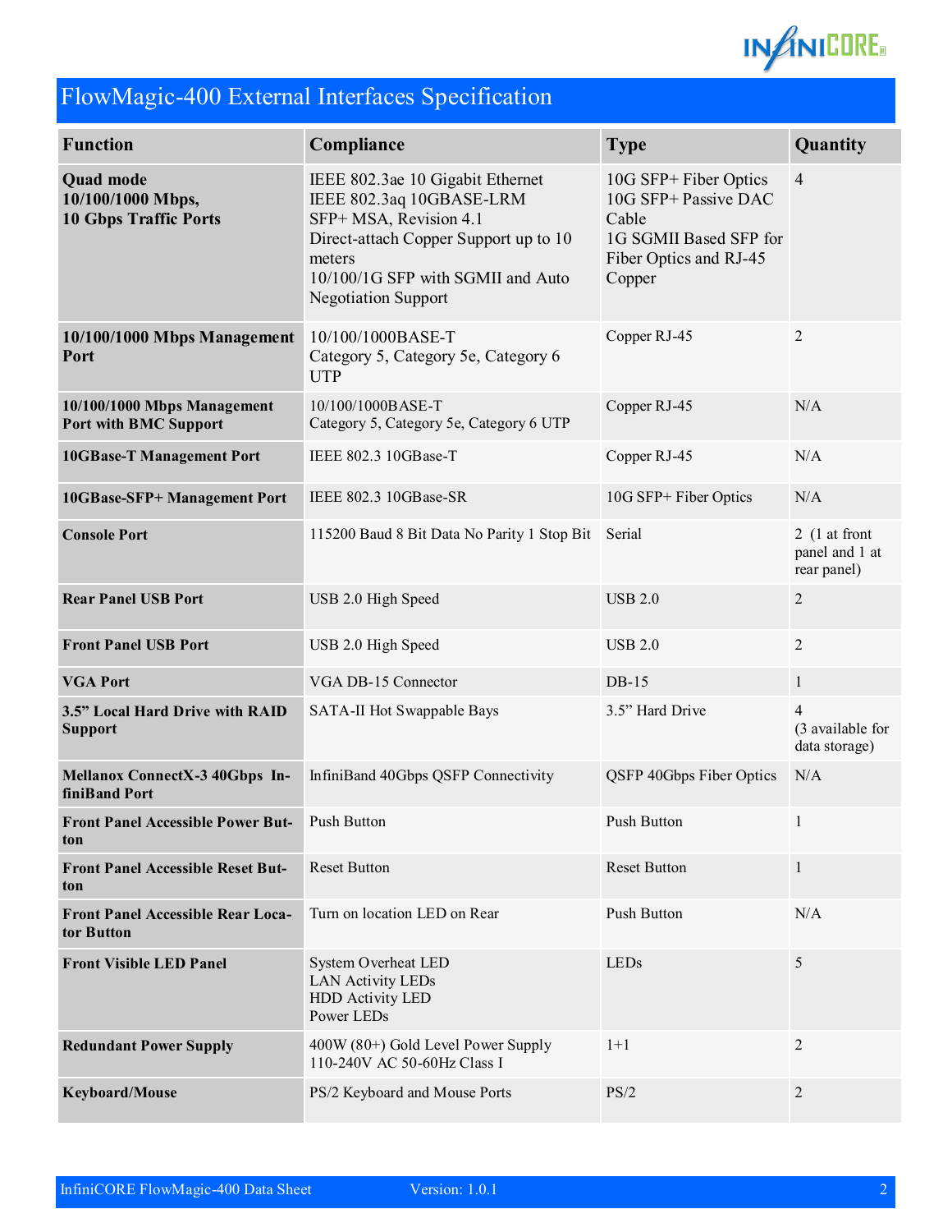# FlowMagic-400 External Interfaces Specification

| Function | Compliance | Type | Quantity |
|---|---|---|---|
| **Quad mode 10/100/1000 Mbps, 10 Gbps Traffic Ports** | IEEE 802.3ae 10 Gigabit Ethernet<br>IEEE 802.3aq 10GBASE-LRM<br>SFP+ MSA, Revision 4.1<br>Direct-attach Copper Support up to 10 meters<br>10/100/1G SFP with SGMII and Auto Negotiation Support | 10G SFP+ Fiber Optics<br>10G SFP+ Passive DAC Cable<br>1G SGMII Based SFP for Fiber Optics and RJ-45 Copper | 4 |
| **10/100/1000 Mbps Management Port** | 10/100/1000BASE-T<br>Category 5, Category 5e, Category 6 UTP | Copper RJ-45 | 2 |
| **10/100/1000 Mbps Management Port with BMC Support** | 10/100/1000BASE-T<br>Category 5, Category 5e, Category 6 UTP | Copper RJ-45 | N/A |
| **10GBase-T Management Port** | IEEE 802.3 10GBase-T | Copper RJ-45 | N/A |
| **10GBase-SFP+ Management Port** | IEEE 802.3 10GBase-SR | 10G SFP+ Fiber Optics | N/A |
| **Console Port** | 115200 Baud 8 Bit Data No Parity 1 Stop Bit | Serial | 2 (1 at front panel and 1 at rear panel) |
| **Rear Panel USB Port** | USB 2.0 High Speed | USB 2.0 | 2 |
| **Front Panel USB Port** | USB 2.0 High Speed | USB 2.0 | 2 |
| **VGA Port** | VGA DB-15 Connector | DB-15 | 1 |
| **3.5" Local Hard Drive with RAID Support** | SATA-II Hot Swappable Bays | 3.5" Hard Drive | 4<br>(3 available for data storage) |
| **Mellanox ConnectX-3 40Gbps InfiniBand Port** | InfiniBand 40Gbps QSFP Connectivity | QSFP 40Gbps Fiber Optics | N/A |
| **Front Panel Accessible Power Button** | Push Button | Push Button | 1 |
| **Front Panel Accessible Reset Button** | Reset Button | Reset Button | 1 |
| **Front Panel Accessible Rear Locator Button** | Turn on location LED on Rear | Push Button | N/A |
| **Front Visible LED Panel** | System Overheat LED<br>LAN Activity LEDs<br>HDD Activity LED<br>Power LEDs | LEDs | 5 |
| **Redundant Power Supply** | 400W (80+) Gold Level Power Supply<br>110-240V AC 50-60Hz Class I | 1+1 | 2 |
| **Keyboard/Mouse** | PS/2 Keyboard and Mouse Ports | PS/2 | 2 |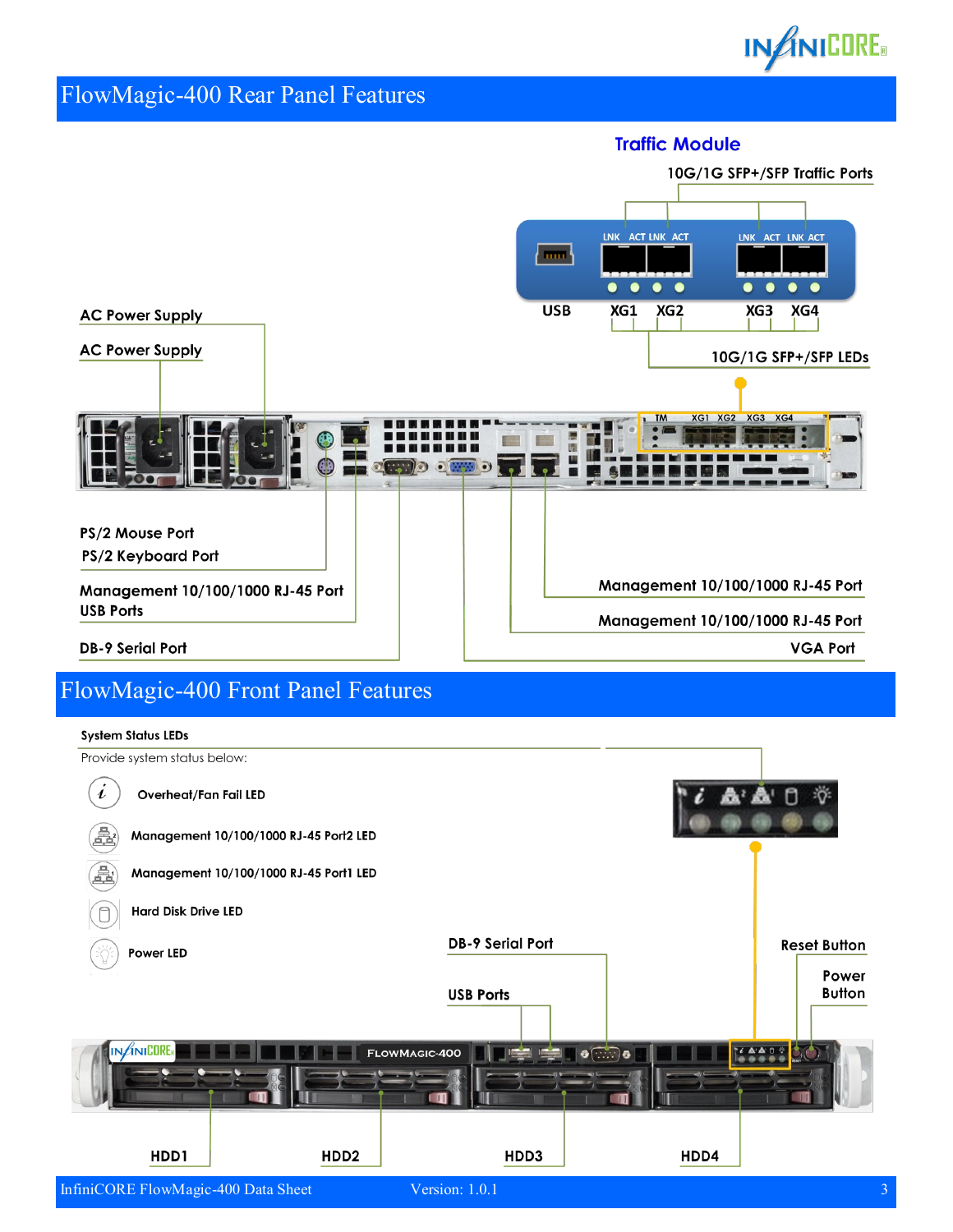## FlowMagic-400 Rear Panel Features

**Traffic Module**

10G/1G SFP+/SFP Traffic Ports

LNK ACT LNK ACT LNK ACT LNK ACT

USB XG1 XG2 XG3 XG4

10G/1G SFP+/SFP LEDs

AC Power Supply

AC Power Supply

TM XG1 XG2 XG3 XG4

PS/2 Mouse Port

PS/2 Keyboard Port

Management 10/100/1000 RJ-45 Port

USB Ports

DB-9 Serial Port

Management 10/100/1000 RJ-45 Port

Management 10/100/1000 RJ-45 Port

VGA Port

## FlowMagic-400 Front Panel Features

**System Status LEDs**

Provide system status below:

- Overheat/Fan Fail LED
- Management 10/100/1000 RJ-45 Port2 LED
- Management 10/100/1000 RJ-45 Port1 LED
- Hard Disk Drive LED
- Power LED

DB-9 Serial Port

USB Ports

Reset Button

Power Button

FLOWMAGIC-400

HDD1 HDD2 HDD3 HDD4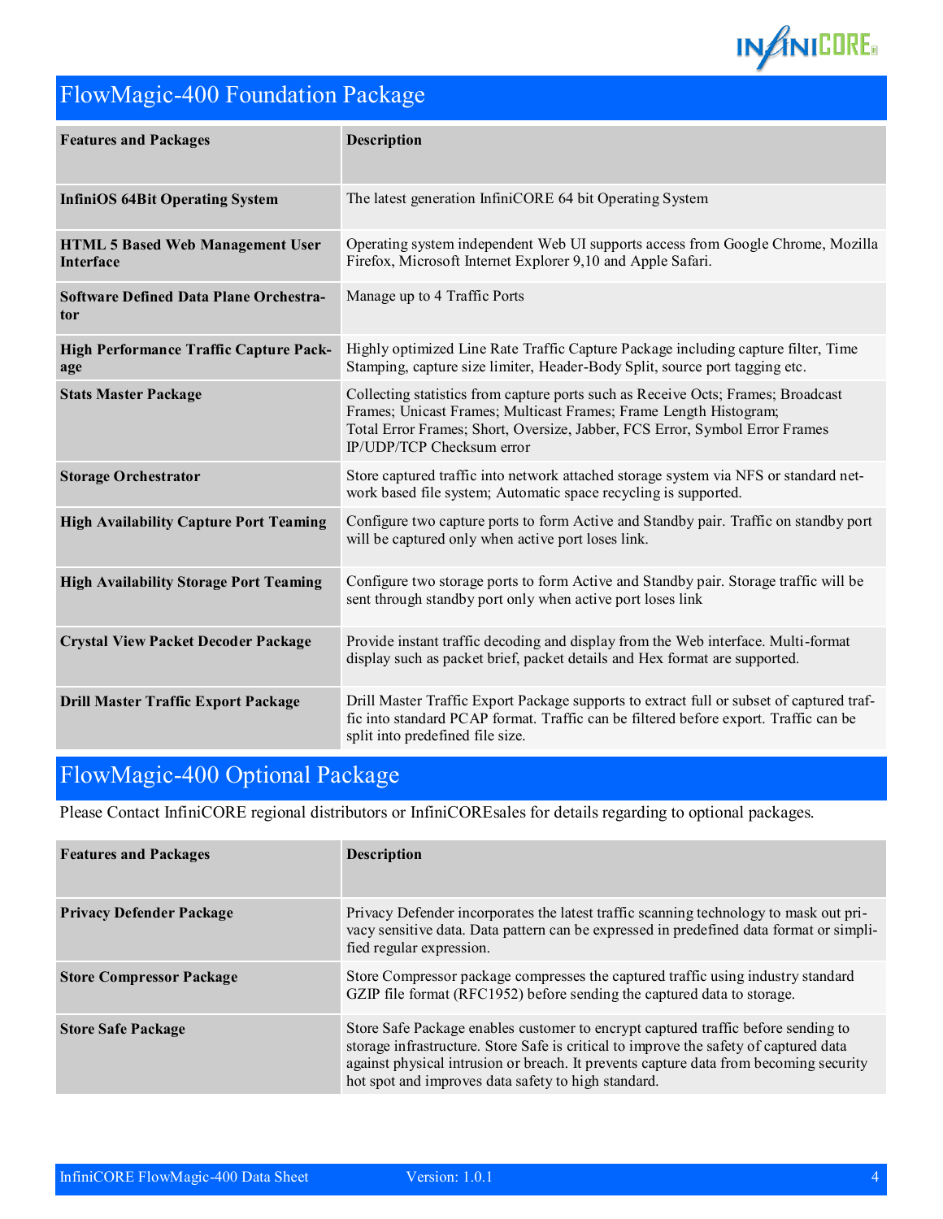## FlowMagic-400 Foundation Package

| Features and Packages | Description |
|---|---|
| **InfiniOS 64Bit Operating System** | The latest generation InfiniCORE 64 bit Operating System |
| **HTML 5 Based Web Management User Interface** | Operating system independent Web UI supports access from Google Chrome, Mozilla Firefox, Microsoft Internet Explorer 9,10 and Apple Safari. |
| **Software Defined Data Plane Orchestrator** | Manage up to 4 Traffic Ports |
| **High Performance Traffic Capture Package** | Highly optimized Line Rate Traffic Capture Package including capture filter, Time Stamping, capture size limiter, Header-Body Split, source port tagging etc. |
| **Stats Master Package** | Collecting statistics from capture ports such as Receive Octs; Frames; Broadcast Frames; Unicast Frames; Multicast Frames; Frame Length Histogram; Total Error Frames; Short, Oversize, Jabber, FCS Error, Symbol Error Frames IP/UDP/TCP Checksum error |
| **Storage Orchestrator** | Store captured traffic into network attached storage system via NFS or standard network based file system; Automatic space recycling is supported. |
| **High Availability Capture Port Teaming** | Configure two capture ports to form Active and Standby pair. Traffic on standby port will be captured only when active port loses link. |
| **High Availability Storage Port Teaming** | Configure two storage ports to form Active and Standby pair. Storage traffic will be sent through standby port only when active port loses link |
| **Crystal View Packet Decoder Package** | Provide instant traffic decoding and display from the Web interface. Multi-format display such as packet brief, packet details and Hex format are supported. |
| **Drill Master Traffic Export Package** | Drill Master Traffic Export Package supports to extract full or subset of captured traffic into standard PCAP format. Traffic can be filtered before export. Traffic can be split into predefined file size. |

## FlowMagic-400 Optional Package

Please Contact InfiniCORE regional distributors or InfiniCOREsales for details regarding to optional packages.

| Features and Packages | Description |
|---|---|
| **Privacy Defender Package** | Privacy Defender incorporates the latest traffic scanning technology to mask out privacy sensitive data. Data pattern can be expressed in predefined data format or simplified regular expression. |
| **Store Compressor Package** | Store Compressor package compresses the captured traffic using industry standard GZIP file format (RFC1952) before sending the captured data to storage. |
| **Store Safe Package** | Store Safe Package enables customer to encrypt captured traffic before sending to storage infrastructure. Store Safe is critical to improve the safety of captured data against physical intrusion or breach. It prevents capture data from becoming security hot spot and improves data safety to high standard. |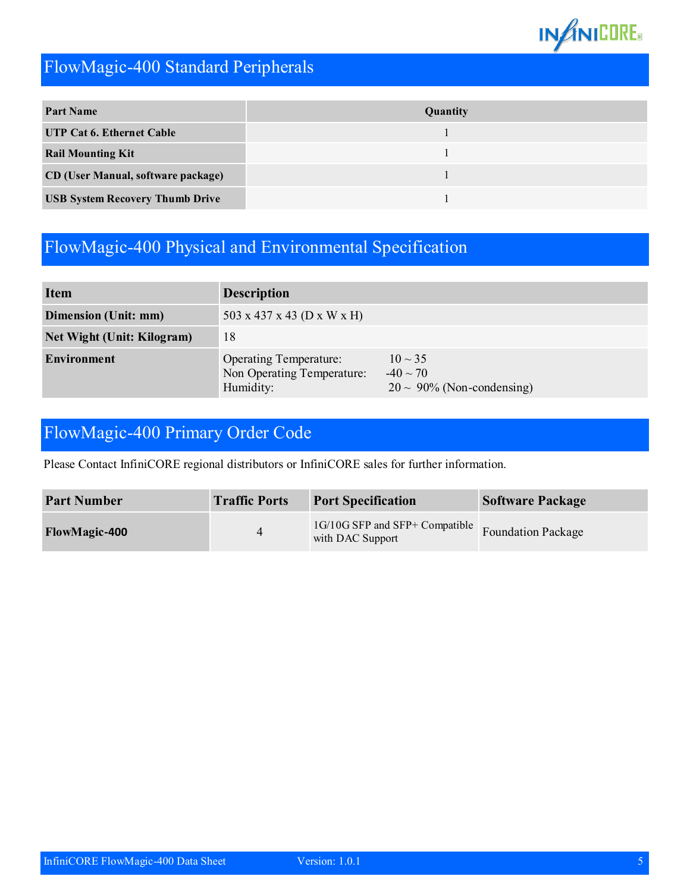## FlowMagic-400 Standard Peripherals

| Part Name | Quantity |
| --- | --- |
| **UTP Cat 6. Ethernet Cable** | 1 |
| **Rail Mounting Kit** | 1 |
| **CD (User Manual, software package)** | 1 |
| **USB System Recovery Thumb Drive** | 1 |

## FlowMagic-400 Physical and Environmental Specification

| Item | Description |
| --- | --- |
| **Dimension (Unit: mm)** | 503 x 437 x 43 (D x W x H) |
| **Net Wight (Unit: Kilogram)** | 18 |
| **Environment** | Operating Temperature: 10 ~ 35<br>Non Operating Temperature: -40 ~ 70<br>Humidity: 20 ~ 90% (Non-condensing) |

## FlowMagic-400 Primary Order Code

Please Contact InfiniCORE regional distributors or InfiniCORE sales for further information.

| Part Number | Traffic Ports | Port Specification | Software Package |
| --- | --- | --- | --- |
| **FlowMagic-400** | 4 | 1G/10G SFP and SFP+ Compatible with DAC Support | Foundation Package |